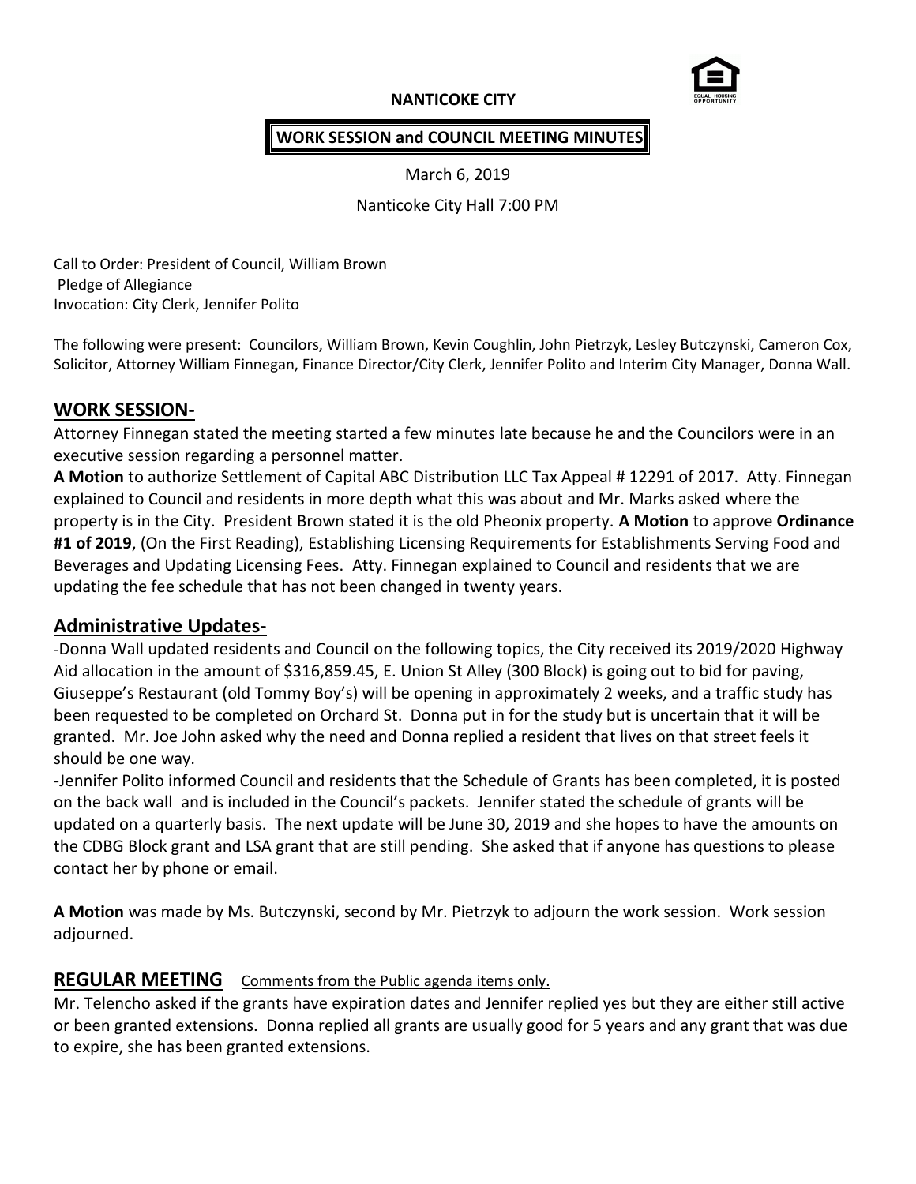**NANTICOKE CITY**

**WORK SESSION and COUNCIL MEETING MINUTES**

March 6, 2019

Nanticoke City Hall 7:00 PM

Call to Order: President of Council, William Brown
Pledge of Allegiance
Invocation: City Clerk, Jennifer Polito

The following were present: Councilors, William Brown, Kevin Coughlin, John Pietrzyk, Lesley Butczynski, Cameron Cox, Solicitor, Attorney William Finnegan, Finance Director/City Clerk, Jennifer Polito and Interim City Manager, Donna Wall.

## WORK SESSION-

Attorney Finnegan stated the meeting started a few minutes late because he and the Councilors were in an executive session regarding a personnel matter.

**A Motion** to authorize Settlement of Capital ABC Distribution LLC Tax Appeal # 12291 of 2017. Atty. Finnegan explained to Council and residents in more depth what this was about and Mr. Marks asked where the property is in the City. President Brown stated it is the old Pheonix property. **A Motion** to approve **Ordinance #1 of 2019**, (On the First Reading), Establishing Licensing Requirements for Establishments Serving Food and Beverages and Updating Licensing Fees. Atty. Finnegan explained to Council and residents that we are updating the fee schedule that has not been changed in twenty years.

## Administrative Updates-

-Donna Wall updated residents and Council on the following topics, the City received its 2019/2020 Highway Aid allocation in the amount of $316,859.45, E. Union St Alley (300 Block) is going out to bid for paving, Giuseppe's Restaurant (old Tommy Boy's) will be opening in approximately 2 weeks, and a traffic study has been requested to be completed on Orchard St. Donna put in for the study but is uncertain that it will be granted. Mr. Joe John asked why the need and Donna replied a resident that lives on that street feels it should be one way.

-Jennifer Polito informed Council and residents that the Schedule of Grants has been completed, it is posted on the back wall and is included in the Council's packets. Jennifer stated the schedule of grants will be updated on a quarterly basis. The next update will be June 30, 2019 and she hopes to have the amounts on the CDBG Block grant and LSA grant that are still pending. She asked that if anyone has questions to please contact her by phone or email.

**A Motion** was made by Ms. Butczynski, second by Mr. Pietrzyk to adjourn the work session. Work session adjourned.

## REGULAR MEETING

Comments from the Public agenda items only.

Mr. Telencho asked if the grants have expiration dates and Jennifer replied yes but they are either still active or been granted extensions. Donna replied all grants are usually good for 5 years and any grant that was due to expire, she has been granted extensions.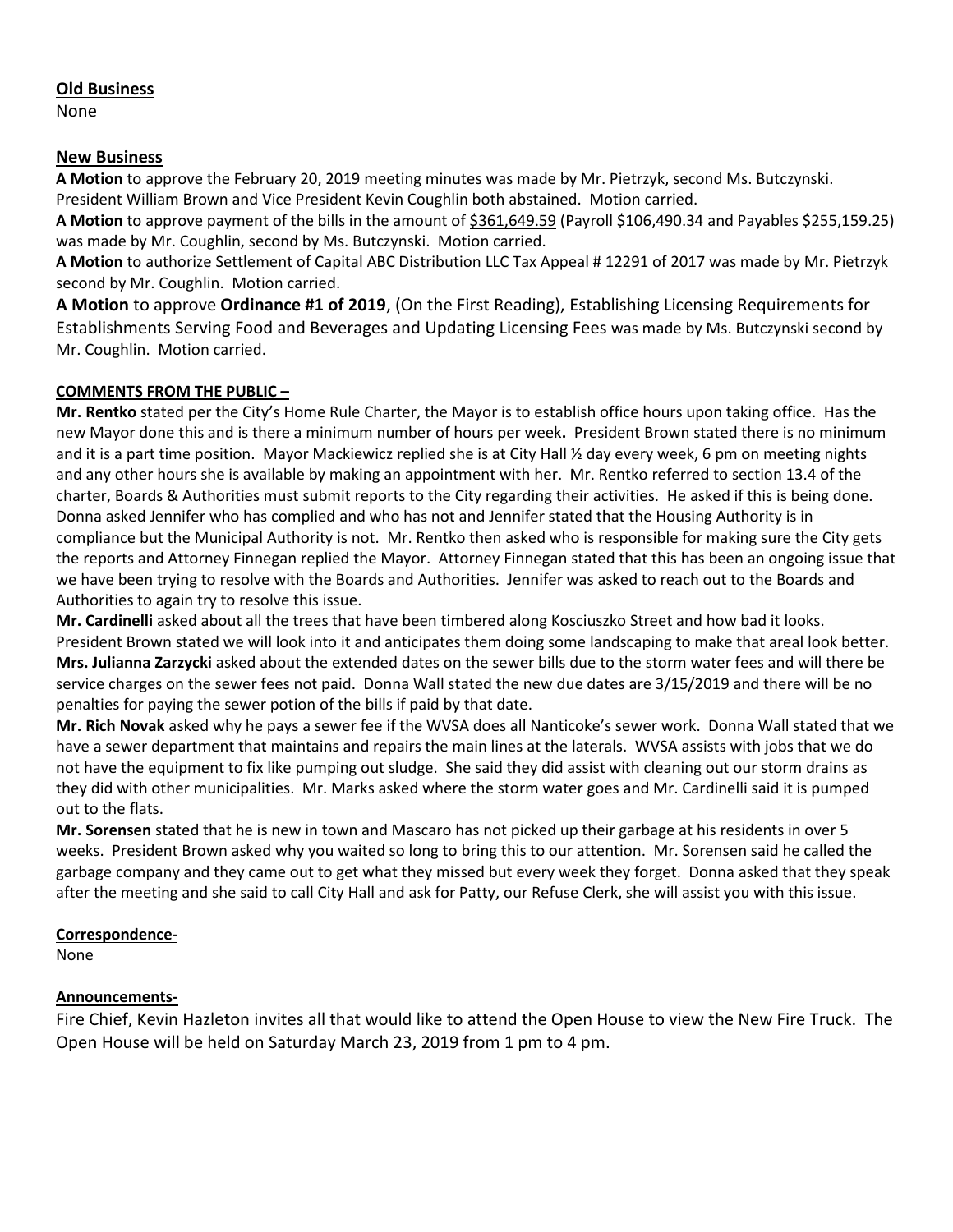**Old Business**

None

**New Business**

**A Motion** to approve the February 20, 2019 meeting minutes was made by Mr. Pietrzyk, second Ms. Butczynski. President William Brown and Vice President Kevin Coughlin both abstained. Motion carried.

**A Motion** to approve payment of the bills in the amount of $361,649.59 (Payroll $106,490.34 and Payables $255,159.25) was made by Mr. Coughlin, second by Ms. Butczynski. Motion carried.

**A Motion** to authorize Settlement of Capital ABC Distribution LLC Tax Appeal # 12291 of 2017 was made by Mr. Pietrzyk second by Mr. Coughlin. Motion carried.

**A Motion** to approve **Ordinance #1 of 2019**, (On the First Reading), Establishing Licensing Requirements for Establishments Serving Food and Beverages and Updating Licensing Fees was made by Ms. Butczynski second by Mr. Coughlin. Motion carried.

**COMMENTS FROM THE PUBLIC –**

**Mr. Rentko** stated per the City's Home Rule Charter, the Mayor is to establish office hours upon taking office. Has the new Mayor done this and is there a minimum number of hours per week**.** President Brown stated there is no minimum and it is a part time position. Mayor Mackiewicz replied she is at City Hall ½ day every week, 6 pm on meeting nights and any other hours she is available by making an appointment with her. Mr. Rentko referred to section 13.4 of the charter, Boards & Authorities must submit reports to the City regarding their activities. He asked if this is being done. Donna asked Jennifer who has complied and who has not and Jennifer stated that the Housing Authority is in compliance but the Municipal Authority is not. Mr. Rentko then asked who is responsible for making sure the City gets the reports and Attorney Finnegan replied the Mayor. Attorney Finnegan stated that this has been an ongoing issue that we have been trying to resolve with the Boards and Authorities. Jennifer was asked to reach out to the Boards and Authorities to again try to resolve this issue.

**Mr. Cardinelli** asked about all the trees that have been timbered along Kosciuszko Street and how bad it looks. President Brown stated we will look into it and anticipates them doing some landscaping to make that areal look better.

**Mrs. Julianna Zarzycki** asked about the extended dates on the sewer bills due to the storm water fees and will there be service charges on the sewer fees not paid. Donna Wall stated the new due dates are 3/15/2019 and there will be no penalties for paying the sewer potion of the bills if paid by that date.

**Mr. Rich Novak** asked why he pays a sewer fee if the WVSA does all Nanticoke's sewer work. Donna Wall stated that we have a sewer department that maintains and repairs the main lines at the laterals. WVSA assists with jobs that we do not have the equipment to fix like pumping out sludge. She said they did assist with cleaning out our storm drains as they did with other municipalities. Mr. Marks asked where the storm water goes and Mr. Cardinelli said it is pumped out to the flats.

**Mr. Sorensen** stated that he is new in town and Mascaro has not picked up their garbage at his residents in over 5 weeks. President Brown asked why you waited so long to bring this to our attention. Mr. Sorensen said he called the garbage company and they came out to get what they missed but every week they forget. Donna asked that they speak after the meeting and she said to call City Hall and ask for Patty, our Refuse Clerk, she will assist you with this issue.

**Correspondence-**

None

**Announcements-**

Fire Chief, Kevin Hazleton invites all that would like to attend the Open House to view the New Fire Truck. The Open House will be held on Saturday March 23, 2019 from 1 pm to 4 pm.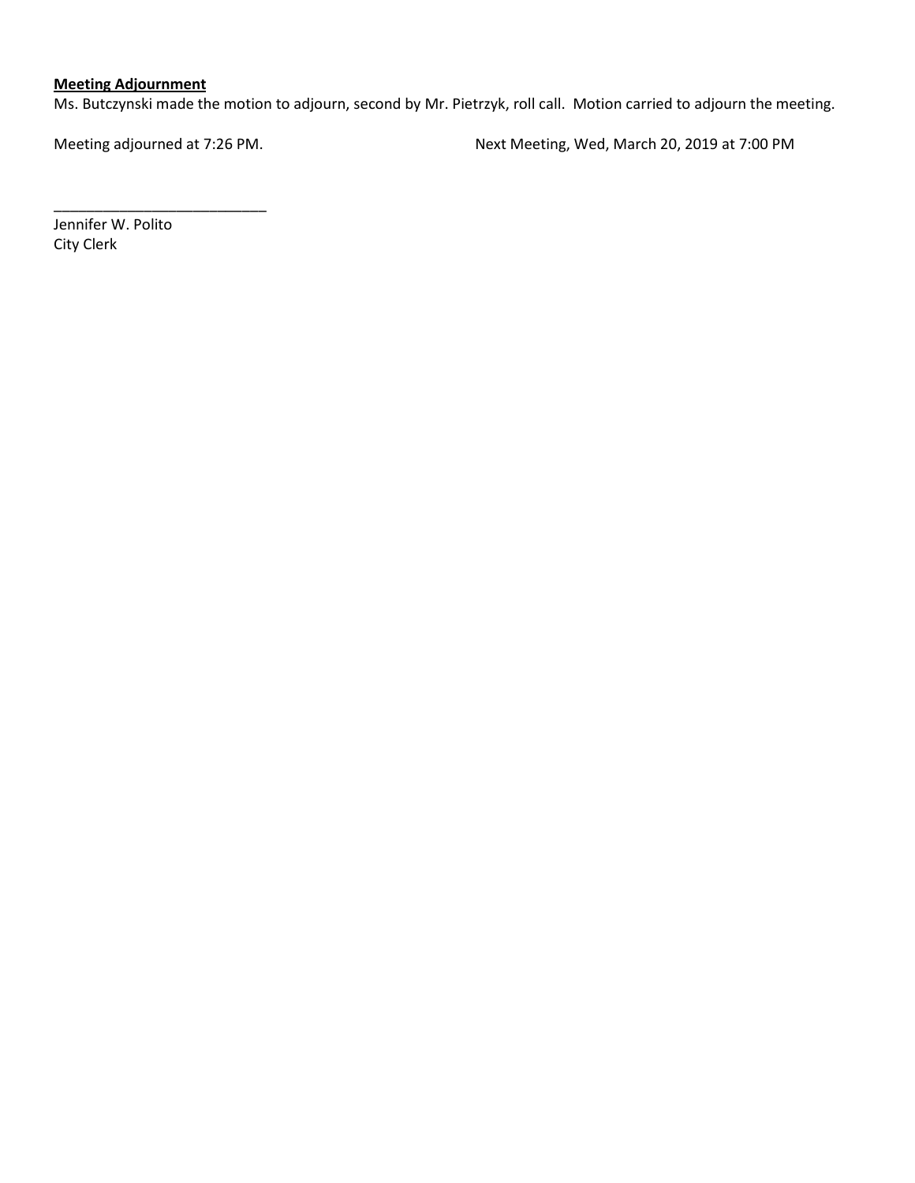**Meeting Adjournment**

Ms. Butczynski made the motion to adjourn, second by Mr. Pietrzyk, roll call. Motion carried to adjourn the meeting.

Meeting adjourned at 7:26 PM. Next Meeting, Wed, March 20, 2019 at 7:00 PM

___________________________

Jennifer W. Polito
City Clerk